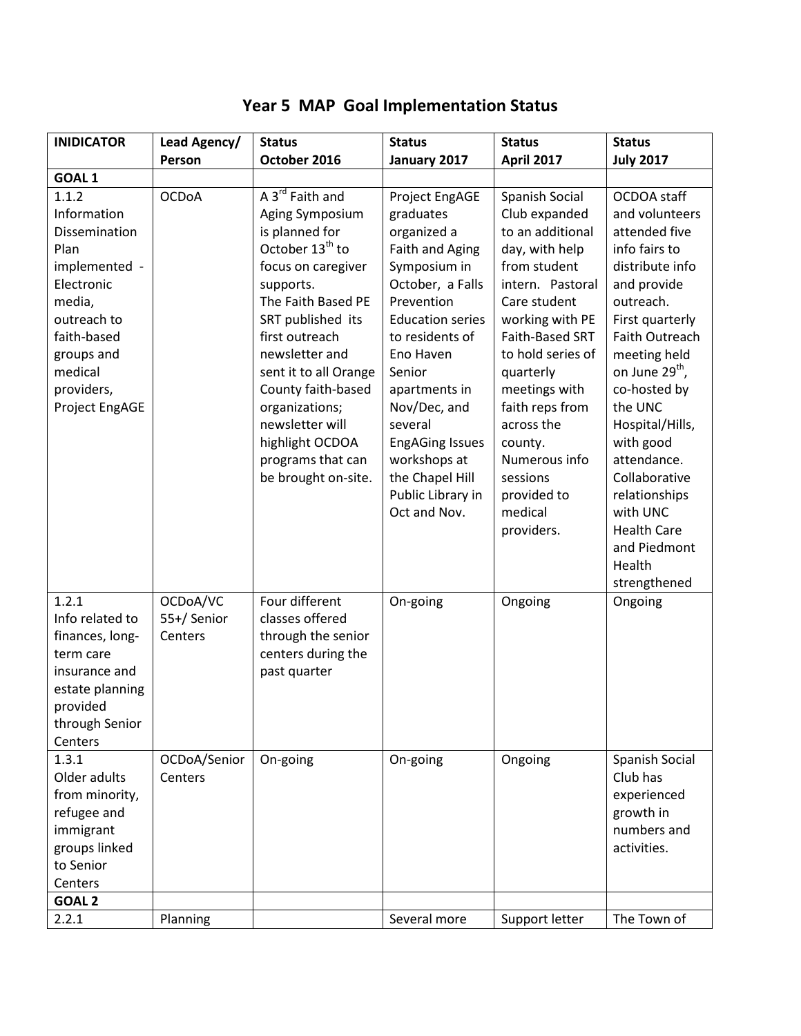# Year 5 MAP Goal Implementation Status

| INIDICATOR | Lead Agency/ Person | Status October 2016 | Status January 2017 | Status April 2017 | Status July 2017 |
|---|---|---|---|---|---|
| **GOAL 1** | | | | | |
| 1.1.2 Information Dissemination Plan implemented - Electronic media, outreach to faith-based groups and medical providers, Project EngAGE | OCDoA | A 3rd Faith and Aging Symposium is planned for October 13th to focus on caregiver supports. The Faith Based PE SRT published its first outreach newsletter and sent it to all Orange County faith-based organizations; newsletter will highlight OCDOA programs that can be brought on-site. | Project EngAGE graduates organized a Faith and Aging Symposium in October, a Falls Prevention Education series to residents of Eno Haven Senior apartments in Nov/Dec, and several EngAGing Issues workshops at the Chapel Hill Public Library in Oct and Nov. | Spanish Social Club expanded to an additional day, with help from student intern. Pastoral Care student working with PE Faith-Based SRT to hold series of quarterly meetings with faith reps from across the county. Numerous info sessions provided to medical providers. | OCDOA staff and volunteers attended five info fairs to distribute info and provide outreach. First quarterly Faith Outreach meeting held on June 29th, co-hosted by the UNC Hospital/Hills, with good attendance. Collaborative relationships with UNC Health Care and Piedmont Health strengthened |
| 1.2.1 Info related to finances, long-term care insurance and estate planning provided through Senior Centers | OCDoA/VC 55+/ Senior Centers | Four different classes offered through the senior centers during the past quarter | On-going | Ongoing | Ongoing |
| 1.3.1 Older adults from minority, refugee and immigrant groups linked to Senior Centers | OCDoA/Senior Centers | On-going | On-going | Ongoing | Spanish Social Club has experienced growth in numbers and activities. |
| **GOAL 2** | | | | | |
| 2.2.1 | Planning | | Several more | Support letter | The Town of |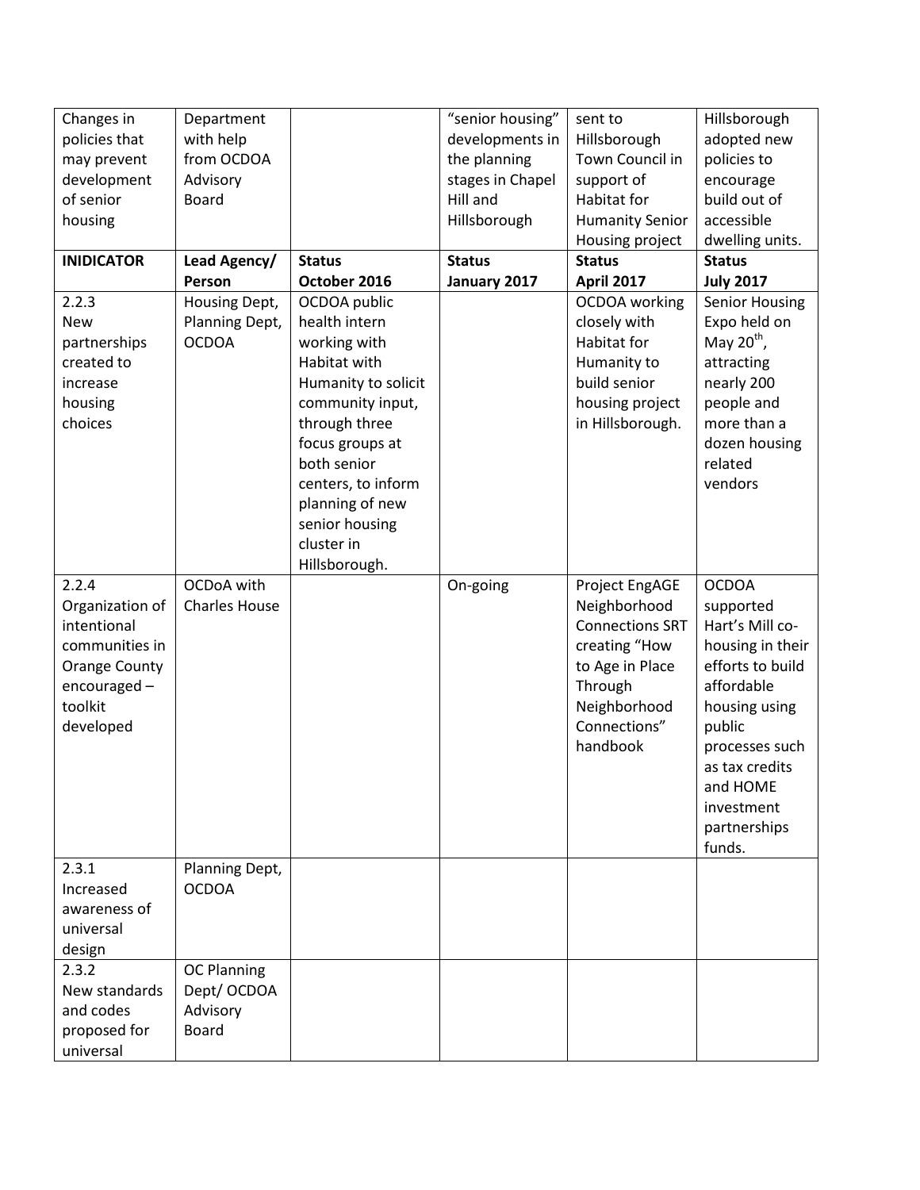| Changes in policies that may prevent development of senior housing | Department with help from OCDOA Advisory Board | | "senior housing" developments in the planning stages in Chapel Hill and Hillsborough | sent to Hillsborough Town Council in support of Habitat for Humanity Senior Housing project | Hillsborough adopted new policies to encourage build out of accessible dwelling units. |
|---|---|---|---|---|---|
| **INIDICATOR** | **Lead Agency/ Person** | **Status October 2016** | **Status January 2017** | **Status April 2017** | **Status July 2017** |
| 2.2.3 New partnerships created to increase housing choices | Housing Dept, Planning Dept, OCDOA | OCDOA public health intern working with Habitat with Humanity to solicit community input, through three focus groups at both senior centers, to inform planning of new senior housing cluster in Hillsborough. | | OCDOA working closely with Habitat for Humanity to build senior housing project in Hillsborough. | Senior Housing Expo held on May 20th, attracting nearly 200 people and more than a dozen housing related vendors |
| 2.2.4 Organization of intentional communities in Orange County encouraged – toolkit developed | OCDoA with Charles House | | On-going | Project EngAGE Neighborhood Connections SRT creating "How to Age in Place Through Neighborhood Connections" handbook | OCDOA supported Hart's Mill co-housing in their efforts to build affordable housing using public processes such as tax credits and HOME investment partnerships funds. |
| 2.3.1 Increased awareness of universal design | Planning Dept, OCDOA | | | | |
| 2.3.2 New standards and codes proposed for universal | OC Planning Dept/ OCDOA Advisory Board | | | | |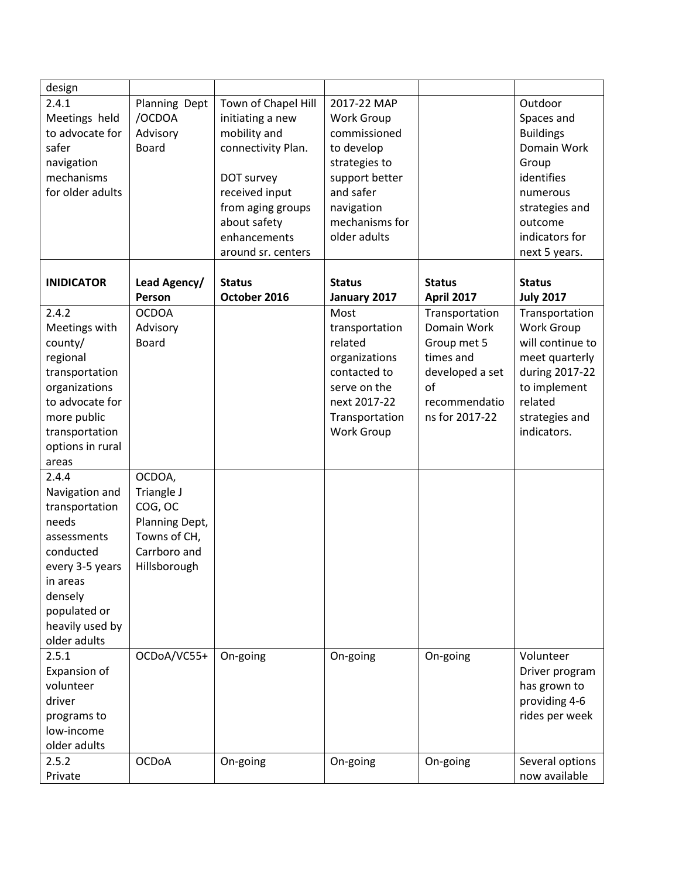| design | | | | | |
|---|---|---|---|---|---|
| 2.4.1 Meetings held to advocate for safer navigation mechanisms for older adults | Planning Dept /OCDOA Advisory Board | Town of Chapel Hill initiating a new mobility and connectivity Plan.<br><br>DOT survey received input from aging groups about safety enhancements around sr. centers | 2017-22 MAP Work Group commissioned to develop strategies to support better and safer navigation mechanisms for older adults | | Outdoor Spaces and Buildings Domain Work Group identifies numerous strategies and outcome indicators for next 5 years. |
| **INIDICATOR** | **Lead Agency/ Person** | **Status October 2016** | **Status January 2017** | **Status April 2017** | **Status July 2017** |
| 2.4.2 Meetings with county/ regional transportation organizations to advocate for more public transportation options in rural areas | OCDOA Advisory Board | | Most transportation related organizations contacted to serve on the next 2017-22 Transportation Work Group | Transportation Domain Work Group met 5 times and developed a set of recommendations for 2017-22 | Transportation Work Group will continue to meet quarterly during 2017-22 to implement related strategies and indicators. |
| 2.4.4 Navigation and transportation needs assessments conducted every 3-5 years in areas densely populated or heavily used by older adults | OCDOA, Triangle J COG, OC Planning Dept, Towns of CH, Carrboro and Hillsborough | | | | |
| 2.5.1 Expansion of volunteer driver programs to low-income older adults | OCDoA/VC55+ | On-going | On-going | On-going | Volunteer Driver program has grown to providing 4-6 rides per week |
| 2.5.2 Private | OCDoA | On-going | On-going | On-going | Several options now available |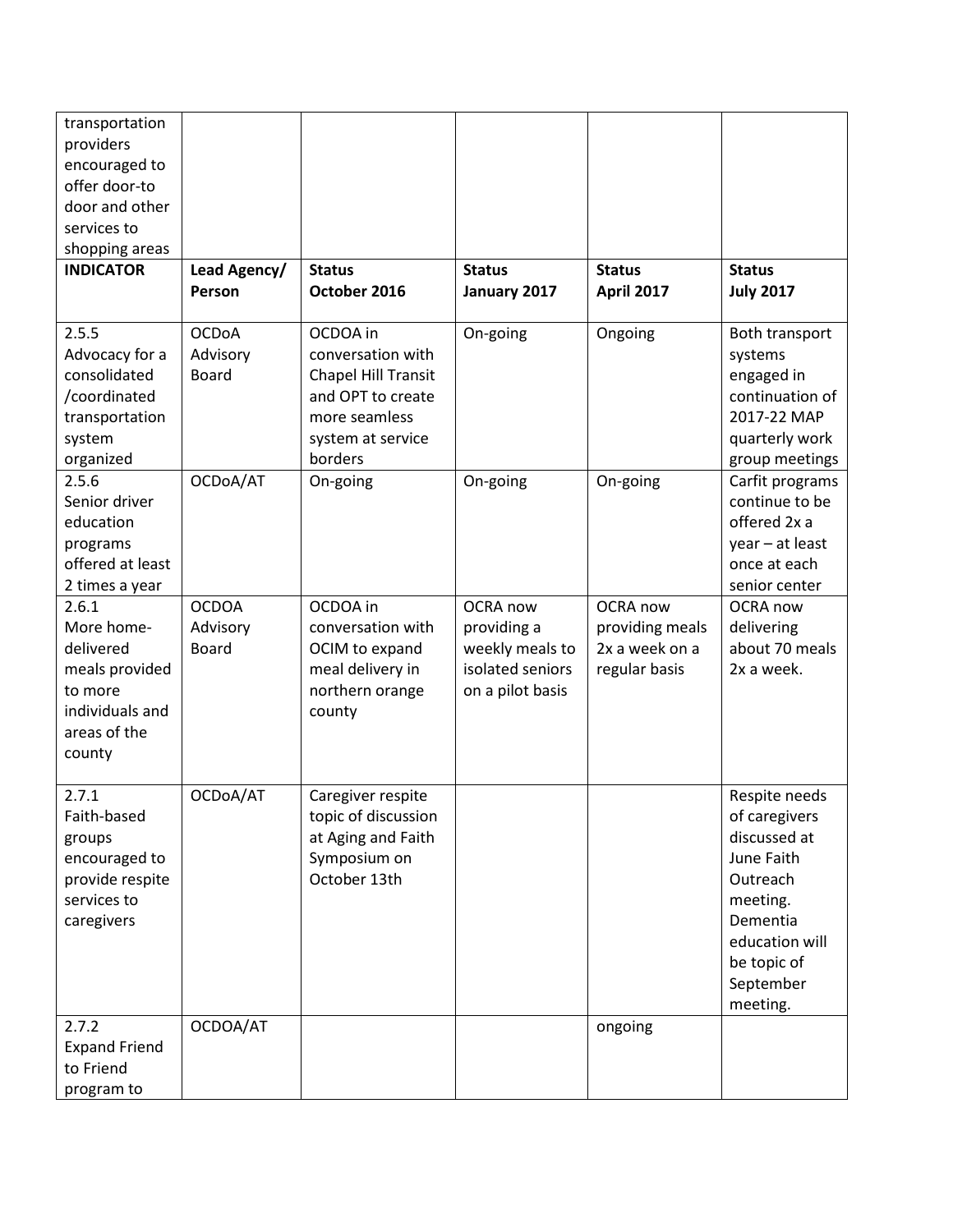| transportation providers encouraged to offer door-to door and other services to shopping areas | | | | | |
|---|---|---|---|---|---|
| **INDICATOR** | **Lead Agency/ Person** | **Status October 2016** | **Status January 2017** | **Status April 2017** | **Status July 2017** |
| 2.5.5 Advocacy for a consolidated /coordinated transportation system organized | OCDoA Advisory Board | OCDOA in conversation with Chapel Hill Transit and OPT to create more seamless system at service borders | On-going | Ongoing | Both transport systems engaged in continuation of 2017-22 MAP quarterly work group meetings |
| 2.5.6 Senior driver education programs offered at least 2 times a year | OCDoA/AT | On-going | On-going | On-going | Carfit programs continue to be offered 2x a year – at least once at each senior center |
| 2.6.1 More home-delivered meals provided to more individuals and areas of the county | OCDOA Advisory Board | OCDOA in conversation with OCIM to expand meal delivery in northern orange county | OCRA now providing a weekly meals to isolated seniors on a pilot basis | OCRA now providing meals 2x a week on a regular basis | OCRA now delivering about 70 meals 2x a week. |
| 2.7.1 Faith-based groups encouraged to provide respite services to caregivers | OCDoA/AT | Caregiver respite topic of discussion at Aging and Faith Symposium on October 13th | | | Respite needs of caregivers discussed at June Faith Outreach meeting. Dementia education will be topic of September meeting. |
| 2.7.2 Expand Friend to Friend program to | OCDOA/AT | | | ongoing | |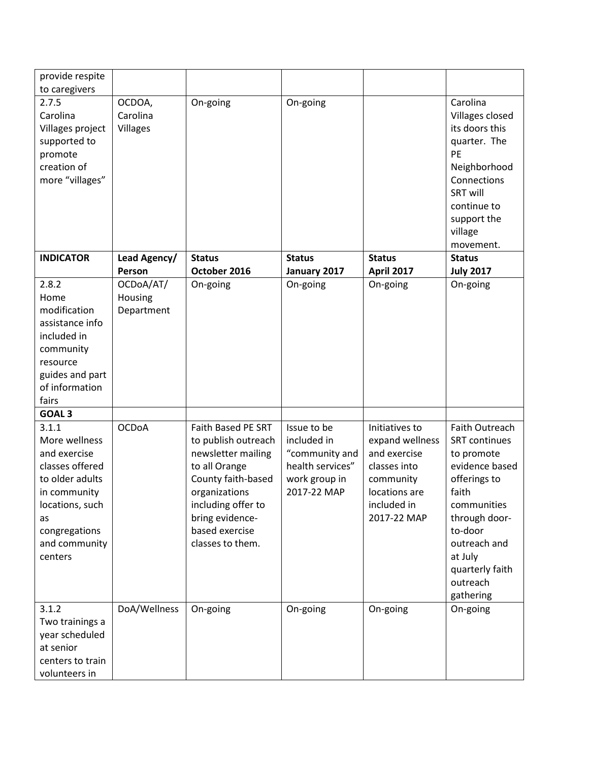| provide respite to caregivers | | | | | |
|---|---|---|---|---|---|
| 2.7.5 Carolina Villages project supported to promote creation of more "villages" | OCDOA, Carolina Villages | On-going | On-going | | Carolina Villages closed its doors this quarter. The PE Neighborhood Connections SRT will continue to support the village movement. |
| **INDICATOR** | **Lead Agency/ Person** | **Status October 2016** | **Status January 2017** | **Status April 2017** | **Status July 2017** |
| 2.8.2 Home modification assistance info included in community resource guides and part of information fairs | OCDoA/AT/ Housing Department | On-going | On-going | On-going | On-going |
| **GOAL 3** | | | | | |
| 3.1.1 More wellness and exercise classes offered to older adults in community locations, such as congregations and community centers | OCDoA | Faith Based PE SRT to publish outreach newsletter mailing to all Orange County faith-based organizations including offer to bring evidence-based exercise classes to them. | Issue to be included in "community and health services" work group in 2017-22 MAP | Initiatives to expand wellness and exercise classes into community locations are included in 2017-22 MAP | Faith Outreach SRT continues to promote evidence based offerings to faith communities through door-to-door outreach and at July quarterly faith outreach gathering |
| 3.1.2 Two trainings a year scheduled at senior centers to train volunteers in | DoA/Wellness | On-going | On-going | On-going | On-going |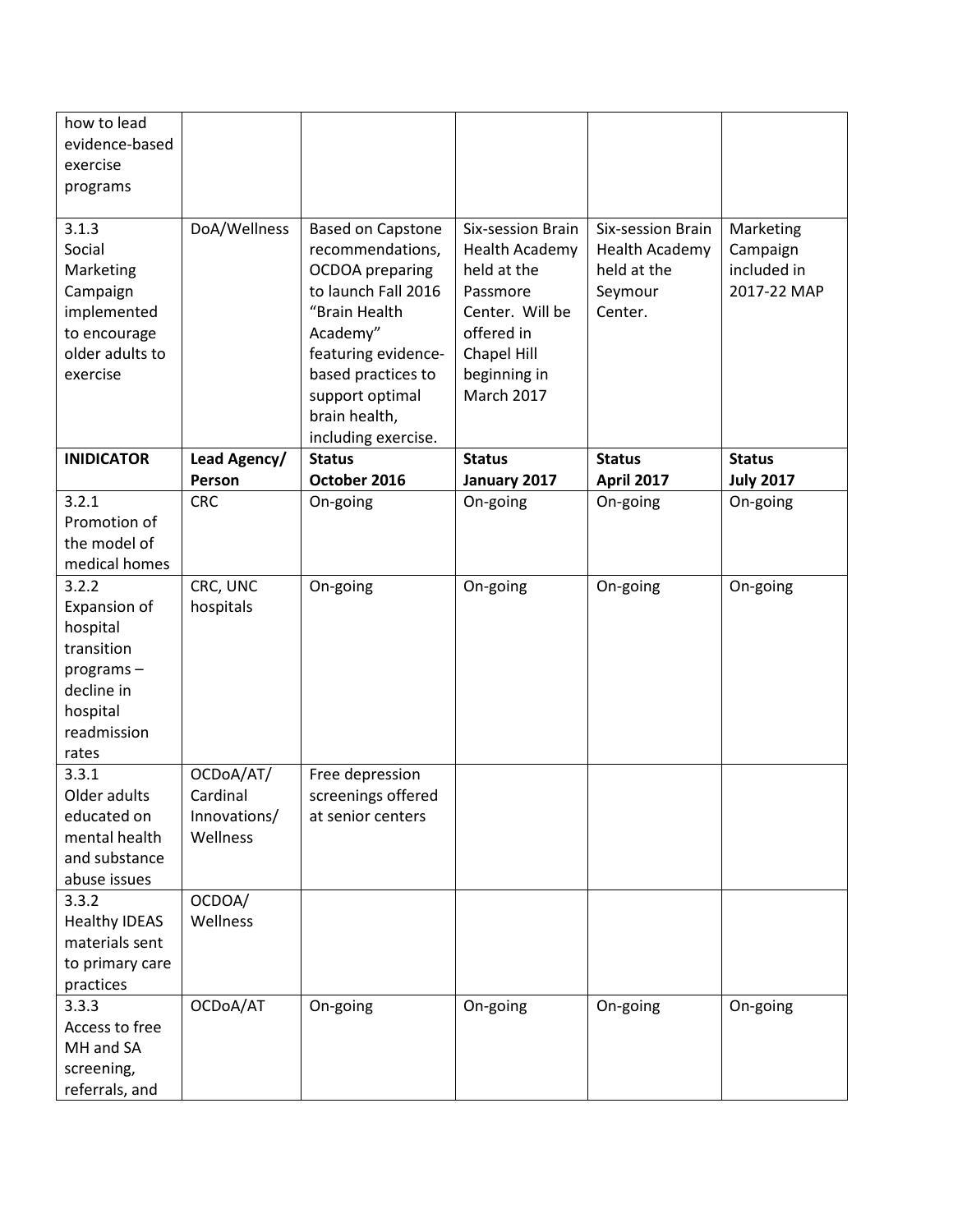| how to lead evidence-based exercise programs | | | | | |
|---|---|---|---|---|---|
| 3.1.3 Social Marketing Campaign implemented to encourage older adults to exercise | DoA/Wellness | Based on Capstone recommendations, OCDOA preparing to launch Fall 2016 "Brain Health Academy" featuring evidence-based practices to support optimal brain health, including exercise. | Six-session Brain Health Academy held at the Passmore Center. Will be offered in Chapel Hill beginning in March 2017 | Six-session Brain Health Academy held at the Seymour Center. | Marketing Campaign included in 2017-22 MAP |
| **INIDICATOR** | **Lead Agency/ Person** | **Status October 2016** | **Status January 2017** | **Status April 2017** | **Status July 2017** |
| 3.2.1 Promotion of the model of medical homes | CRC | On-going | On-going | On-going | On-going |
| 3.2.2 Expansion of hospital transition programs – decline in hospital readmission rates | CRC, UNC hospitals | On-going | On-going | On-going | On-going |
| 3.3.1 Older adults educated on mental health and substance abuse issues | OCDoA/AT/ Cardinal Innovations/ Wellness | Free depression screenings offered at senior centers | | | |
| 3.3.2 Healthy IDEAS materials sent to primary care practices | OCDOA/ Wellness | | | | |
| 3.3.3 Access to free MH and SA screening, referrals, and | OCDoA/AT | On-going | On-going | On-going | On-going |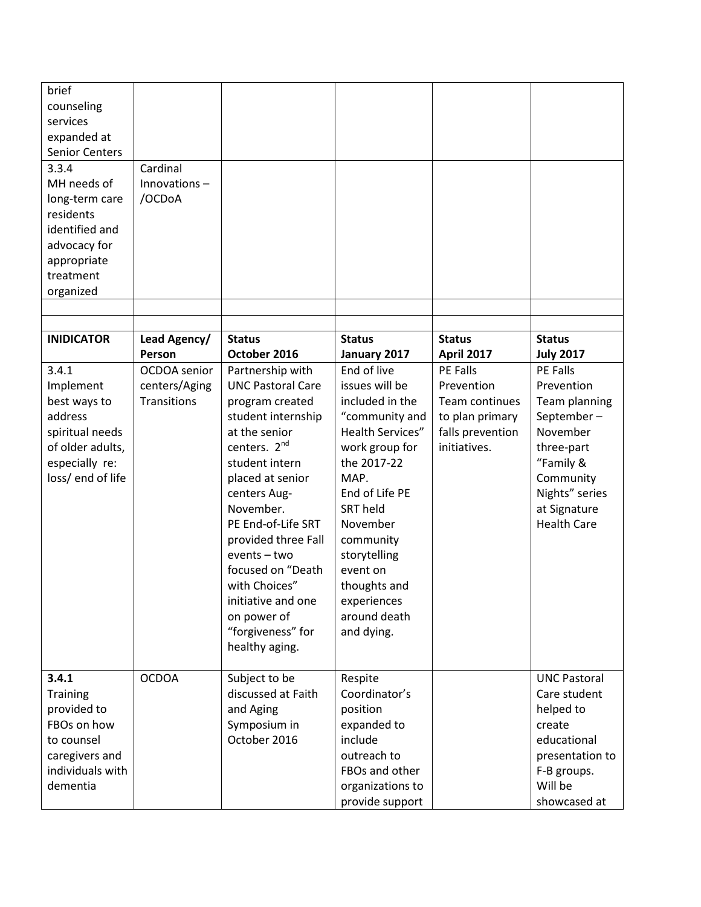| | | | | | |
|---|---|---|---|---|---|
| brief counseling services expanded at Senior Centers | | | | | |
| 3.3.4 MH needs of long-term care residents identified and advocacy for appropriate treatment organized | Cardinal Innovations – /OCDoA | | | | |
| | | | | | |
| | | | | | |
| **INIDICATOR** | **Lead Agency/ Person** | **Status October 2016** | **Status January 2017** | **Status April 2017** | **Status July 2017** |
| 3.4.1 Implement best ways to address spiritual needs of older adults, especially re: loss/ end of life | OCDOA senior centers/Aging Transitions | Partnership with UNC Pastoral Care program created student internship at the senior centers. 2nd student intern placed at senior centers Aug-November. PE End-of-Life SRT provided three Fall events – two focused on "Death with Choices" initiative and one on power of "forgiveness" for healthy aging. | End of live issues will be included in the "community and Health Services" work group for the 2017-22 MAP. End of Life PE SRT held November community storytelling event on thoughts and experiences around death and dying. | PE Falls Prevention Team continues to plan primary falls prevention initiatives. | PE Falls Prevention Team planning September – November three-part "Family & Community Nights" series at Signature Health Care |
| **3.4.1** Training provided to FBOs on how to counsel caregivers and individuals with dementia | OCDOA | Subject to be discussed at Faith and Aging Symposium in October 2016 | Respite Coordinator's position expanded to include outreach to FBOs and other organizations to provide support | | UNC Pastoral Care student helped to create educational presentation to F-B groups. Will be showcased at |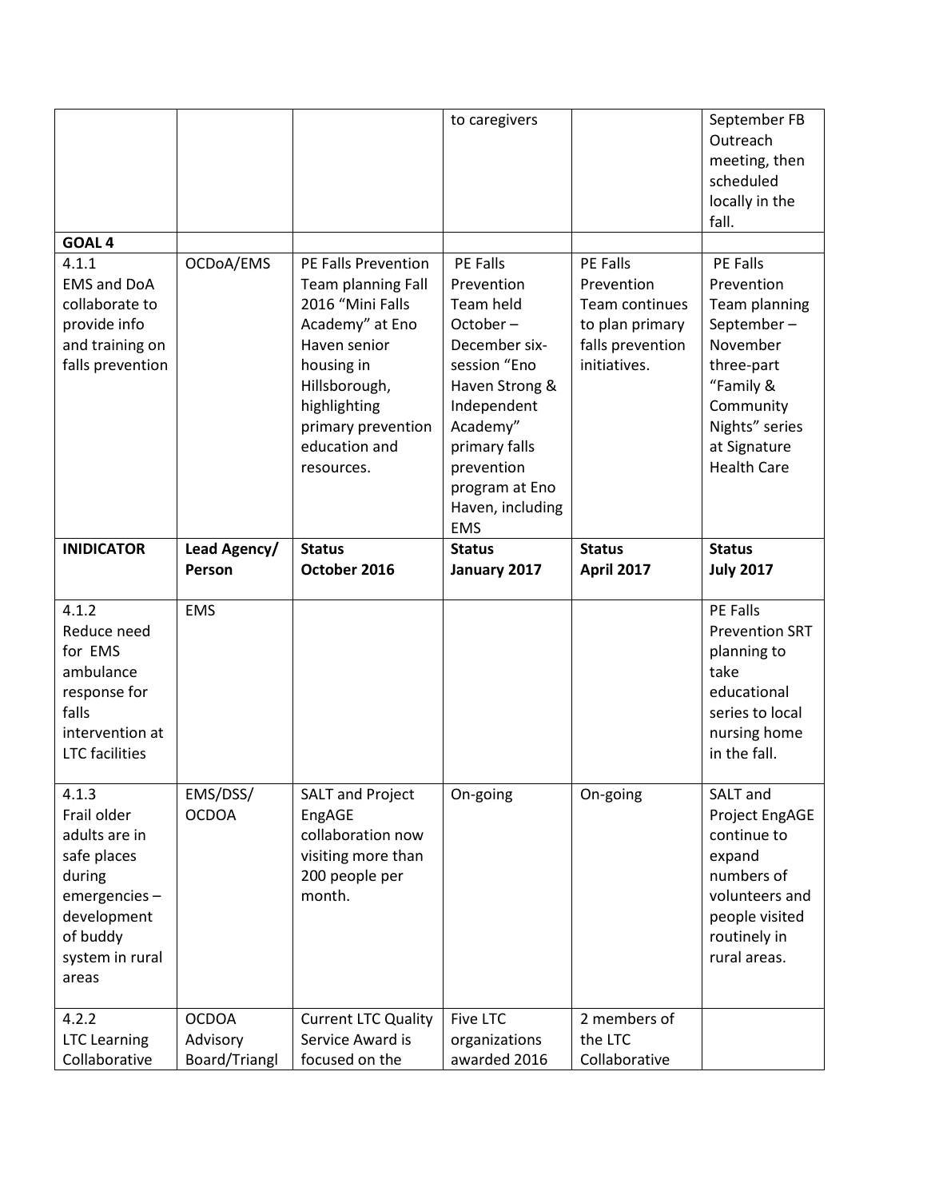| | | | to caregivers | | September FB Outreach meeting, then scheduled locally in the fall. |
|---|---|---|---|---|---|
| **GOAL 4** | | | | | |
| 4.1.1 EMS and DoA collaborate to provide info and training on falls prevention | OCDoA/EMS | PE Falls Prevention Team planning Fall 2016 "Mini Falls Academy" at Eno Haven senior housing in Hillsborough, highlighting primary prevention education and resources. | PE Falls Prevention Team held October – December six-session "Eno Haven Strong & Independent Academy" primary falls prevention program at Eno Haven, including EMS | PE Falls Prevention Team continues to plan primary falls prevention initiatives. | PE Falls Prevention Team planning September – November three-part "Family & Community Nights" series at Signature Health Care |
| **INIDICATOR** | **Lead Agency/ Person** | **Status October 2016** | **Status January 2017** | **Status April 2017** | **Status July 2017** |
| 4.1.2 Reduce need for EMS ambulance response for falls intervention at LTC facilities | EMS | | | | PE Falls Prevention SRT planning to take educational series to local nursing home in the fall. |
| 4.1.3 Frail older adults are in safe places during emergencies – development of buddy system in rural areas | EMS/DSS/ OCDOA | SALT and Project EngAGE collaboration now visiting more than 200 people per month. | On-going | On-going | SALT and Project EngAGE continue to expand numbers of volunteers and people visited routinely in rural areas. |
| 4.2.2 LTC Learning Collaborative | OCDOA Advisory Board/Triangl | Current LTC Quality Service Award is focused on the | Five LTC organizations awarded 2016 | 2 members of the LTC Collaborative | |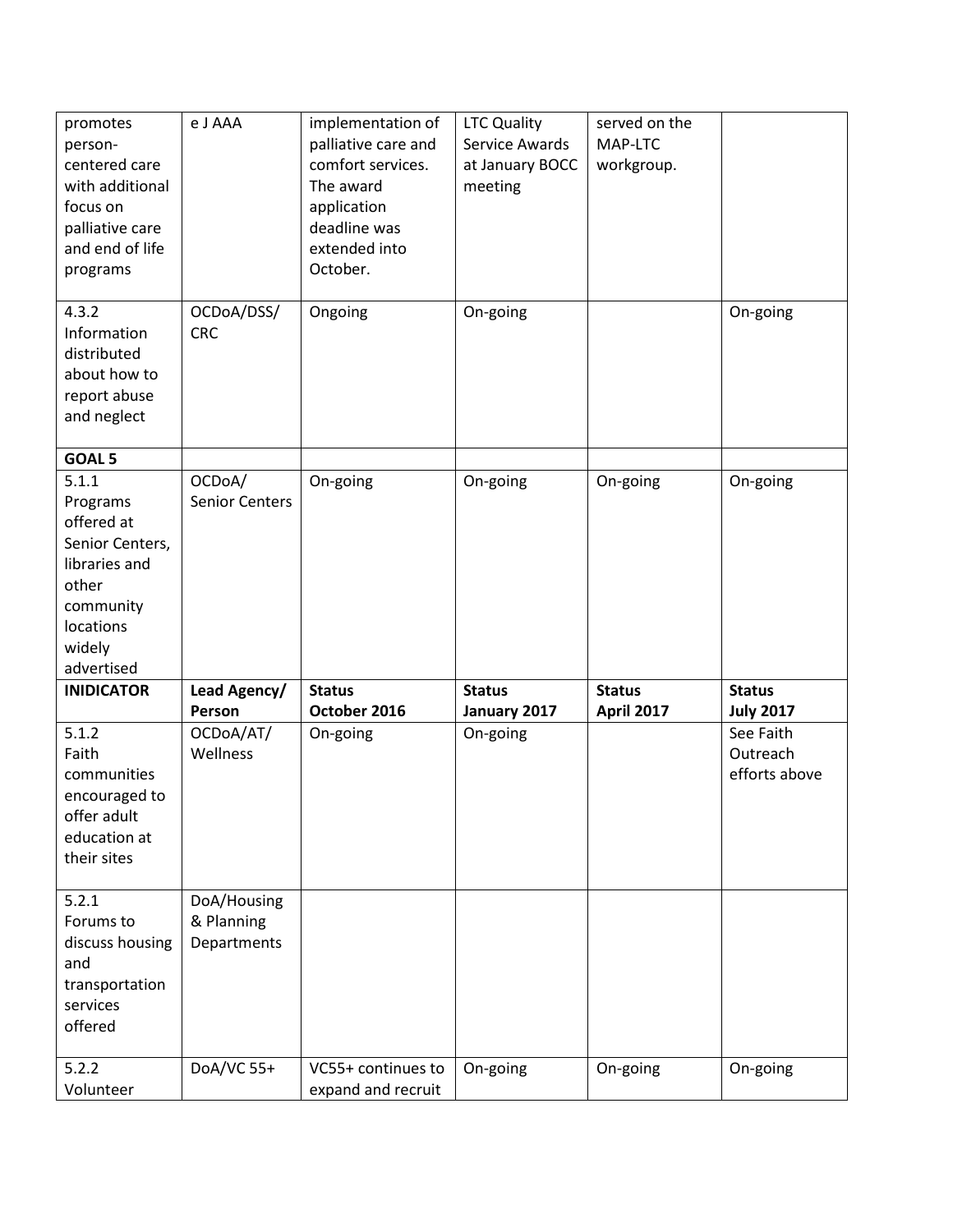| promotes person-centered care with additional focus on palliative care and end of life programs | e J AAA | implementation of palliative care and comfort services. The award application deadline was extended into October. | LTC Quality Service Awards at January BOCC meeting | served on the MAP-LTC workgroup. | |
|---|---|---|---|---|---|
| 4.3.2 Information distributed about how to report abuse and neglect | OCDoA/DSS/ CRC | Ongoing | On-going | | On-going |
| **GOAL 5** | | | | | |
| 5.1.1 Programs offered at Senior Centers, libraries and other community locations widely advertised | OCDoA/ Senior Centers | On-going | On-going | On-going | On-going |
| **ININDICATOR** | **Lead Agency/ Person** | **Status October 2016** | **Status January 2017** | **Status April 2017** | **Status July 2017** |
| 5.1.2 Faith communities encouraged to offer adult education at their sites | OCDoA/AT/ Wellness | On-going | On-going | | See Faith Outreach efforts above |
| 5.2.1 Forums to discuss housing and transportation services offered | DoA/Housing & Planning Departments | | | | |
| 5.2.2 Volunteer | DoA/VC 55+ | VC55+ continues to expand and recruit | On-going | On-going | On-going |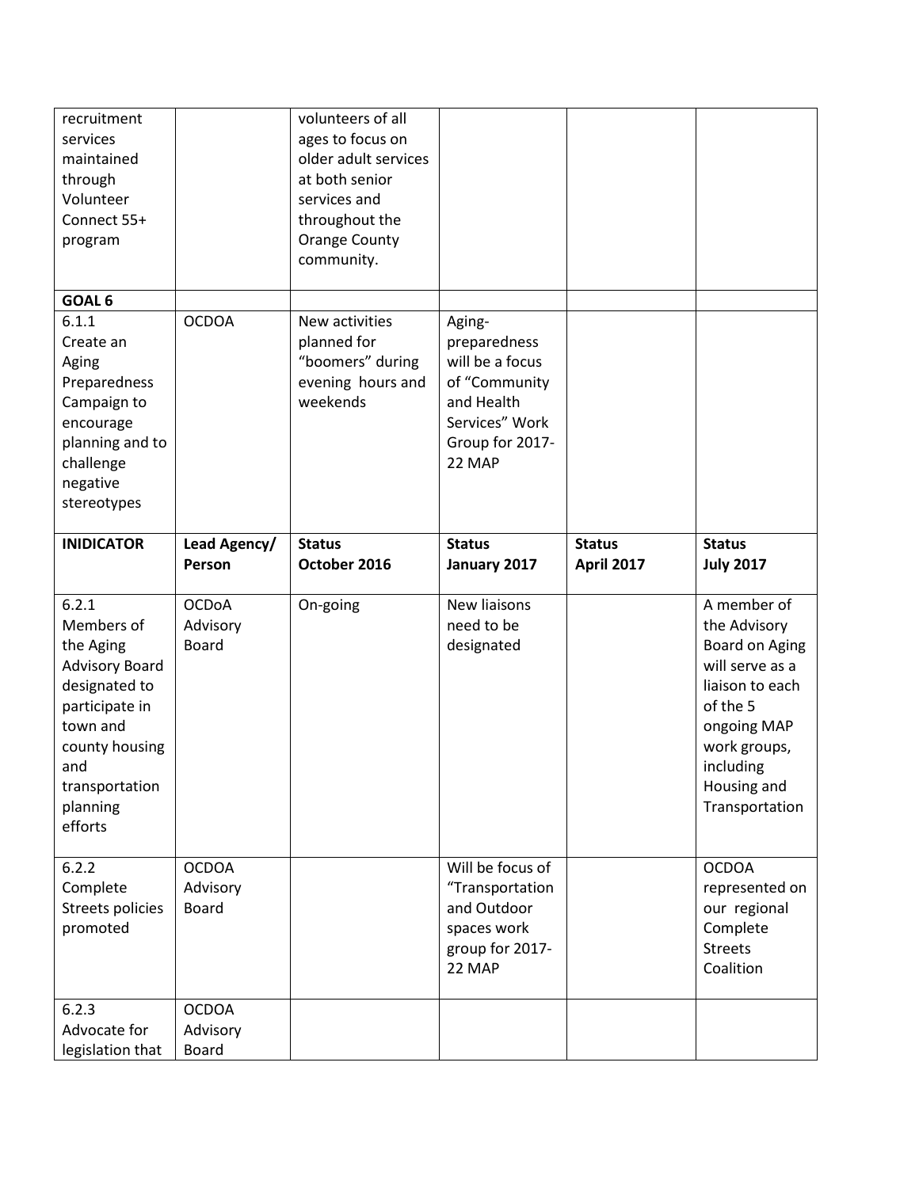| | | | | | |
|---|---|---|---|---|---|
| recruitment services maintained through Volunteer Connect 55+ program | | volunteers of all ages to focus on older adult services at both senior services and throughout the Orange County community. | | | |
| **GOAL 6** | | | | | |
| 6.1.1 Create an Aging Preparedness Campaign to encourage planning and to challenge negative stereotypes | OCDOA | New activities planned for "boomers" during evening hours and weekends | Aging-preparedness will be a focus of "Community and Health Services" Work Group for 2017-22 MAP | | |
| **INIDICATOR** | **Lead Agency/ Person** | **Status October 2016** | **Status January 2017** | **Status April 2017** | **Status July 2017** |
| 6.2.1 Members of the Aging Advisory Board designated to participate in town and county housing and transportation planning efforts | OCDoA Advisory Board | On-going | New liaisons need to be designated | | A member of the Advisory Board on Aging will serve as a liaison to each of the 5 ongoing MAP work groups, including Housing and Transportation |
| 6.2.2 Complete Streets policies promoted | OCDOA Advisory Board | | Will be focus of "Transportation and Outdoor spaces work group for 2017-22 MAP | | OCDOA represented on our regional Complete Streets Coalition |
| 6.2.3 Advocate for legislation that | OCDOA Advisory Board | | | | |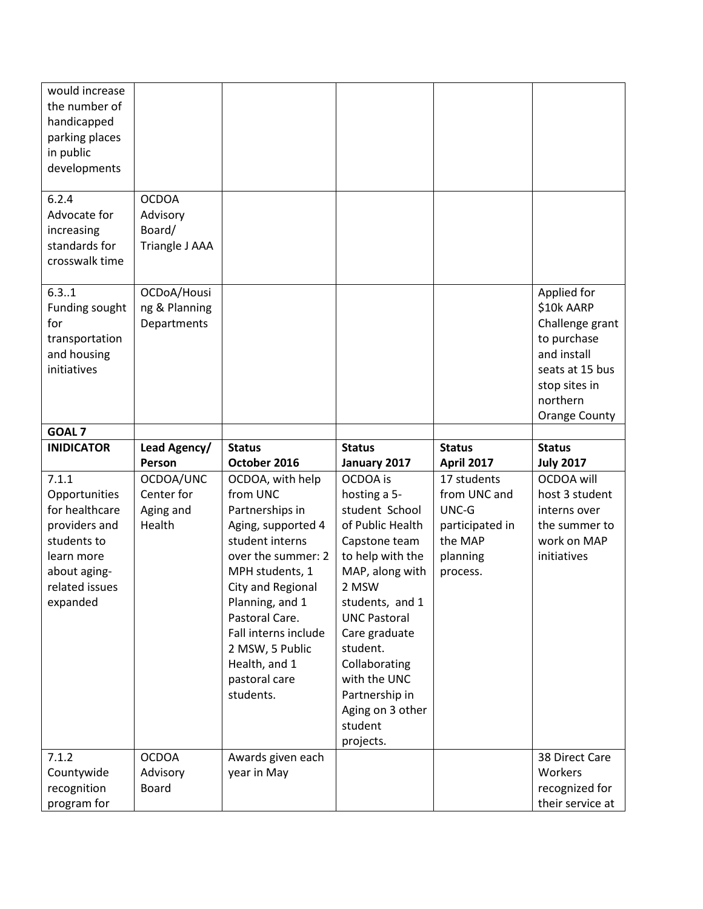| | | | | | |
|---|---|---|---|---|---|
| would increase the number of handicapped parking places in public developments | | | | | |
| 6.2.4 Advocate for increasing standards for crosswalk time | OCDOA Advisory Board/ Triangle J AAA | | | | |
| 6.3..1 Funding sought for transportation and housing initiatives | OCDoA/Housing & Planning Departments | | | | Applied for $10k AARP Challenge grant to purchase and install seats at 15 bus stop sites in northern Orange County |
| **GOAL 7** | | | | | |
| **INIDICATOR** | **Lead Agency/ Person** | **Status October 2016** | **Status January 2017** | **Status April 2017** | **Status July 2017** |
| 7.1.1 Opportunities for healthcare providers and students to learn more about aging-related issues expanded | OCDOA/UNC Center for Aging and Health | OCDOA, with help from UNC Partnerships in Aging, supported 4 student interns over the summer: 2 MPH students, 1 City and Regional Planning, and 1 Pastoral Care. Fall interns include 2 MSW, 5 Public Health, and 1 pastoral care students. | OCDOA is hosting a 5-student School of Public Health Capstone team to help with the MAP, along with 2 MSW students, and 1 UNC Pastoral Care graduate student. Collaborating with the UNC Partnership in Aging on 3 other student projects. | 17 students from UNC and UNC-G participated in the MAP planning process. | OCDOA will host 3 student interns over the summer to work on MAP initiatives |
| 7.1.2 Countywide recognition program for | OCDOA Advisory Board | Awards given each year in May | | | 38 Direct Care Workers recognized for their service at |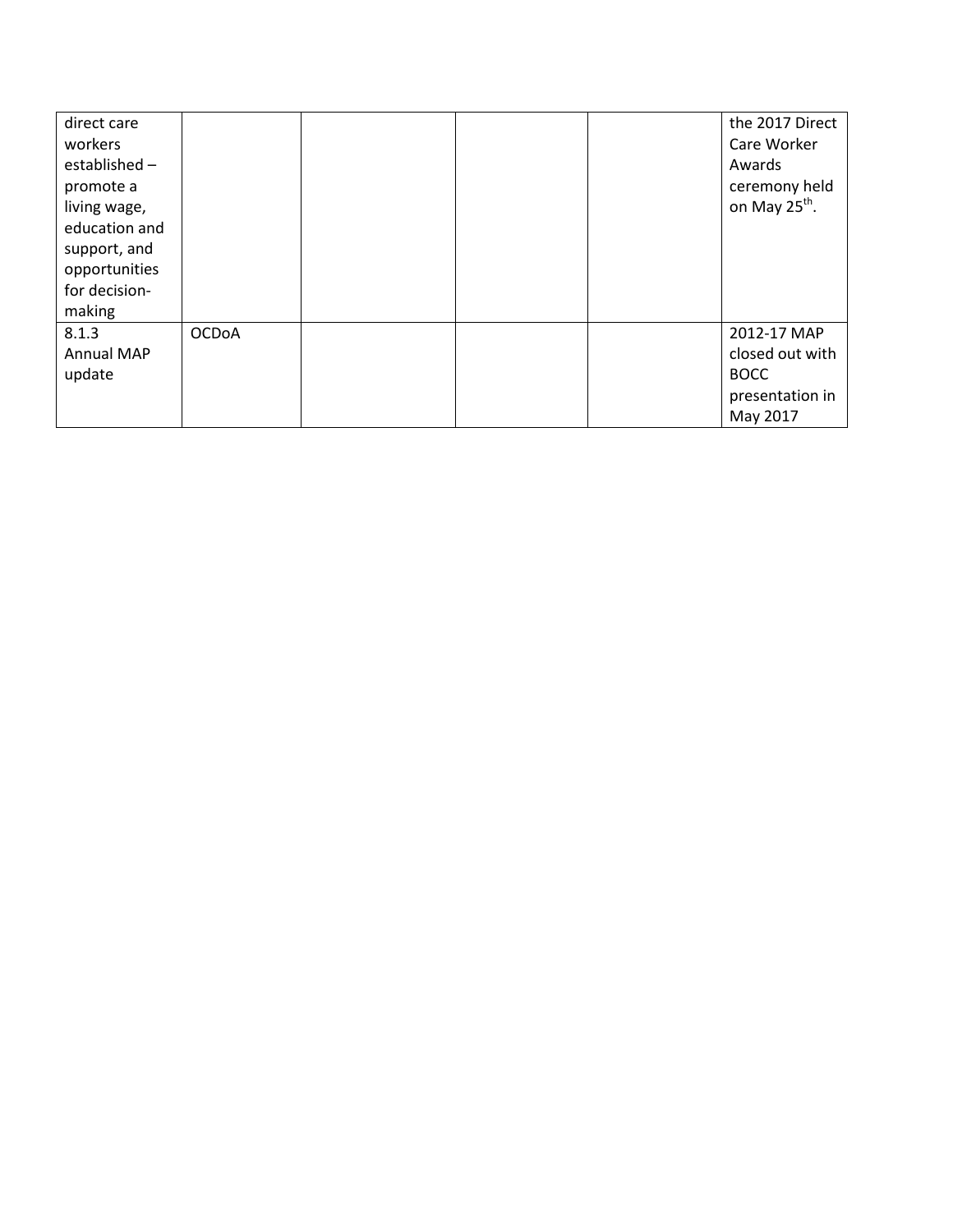| | | | | | |
|---|---|---|---|---|---|
| direct care workers established – promote a living wage, education and support, and opportunities for decision-making | | | | | the 2017 Direct Care Worker Awards ceremony held on May 25th. |
| 8.1.3 Annual MAP update | OCDoA | | | | 2012-17 MAP closed out with BOCC presentation in May 2017 |